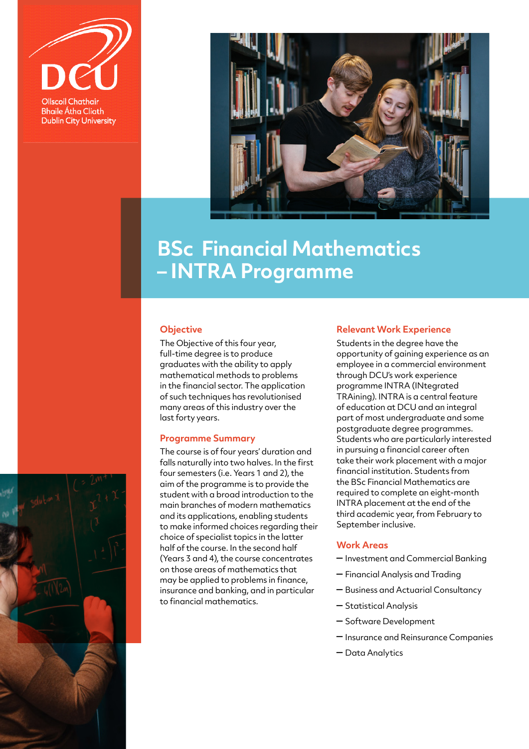DCU

Ollscoil Chathair Bhaile Átha Cliath
Dublin City University

# BSc Financial Mathematics – INTRA Programme

## Objective

The Objective of this four year, full-time degree is to produce graduates with the ability to apply mathematical methods to problems in the financial sector. The application of such techniques has revolutionised many areas of this industry over the last forty years.

## Programme Summary

The course is of four years' duration and falls naturally into two halves. In the first four semesters (i.e. Years 1 and 2), the aim of the programme is to provide the student with a broad introduction to the main branches of modern mathematics and its applications, enabling students to make informed choices regarding their choice of specialist topics in the latter half of the course. In the second half (Years 3 and 4), the course concentrates on those areas of mathematics that may be applied to problems in finance, insurance and banking, and in particular to financial mathematics.

## Relevant Work Experience

Students in the degree have the opportunity of gaining experience as an employee in a commercial environment through DCU's work experience programme INTRA (INtegrated TRAining). INTRA is a central feature of education at DCU and an integral part of most undergraduate and some postgraduate degree programmes. Students who are particularly interested in pursuing a financial career often take their work placement with a major financial institution. Students from the BSc Financial Mathematics are required to complete an eight-month INTRA placement at the end of the third academic year, from February to September inclusive.

## Work Areas

- Investment and Commercial Banking
- Financial Analysis and Trading
- Business and Actuarial Consultancy
- Statistical Analysis
- Software Development
- Insurance and Reinsurance Companies
- Data Analytics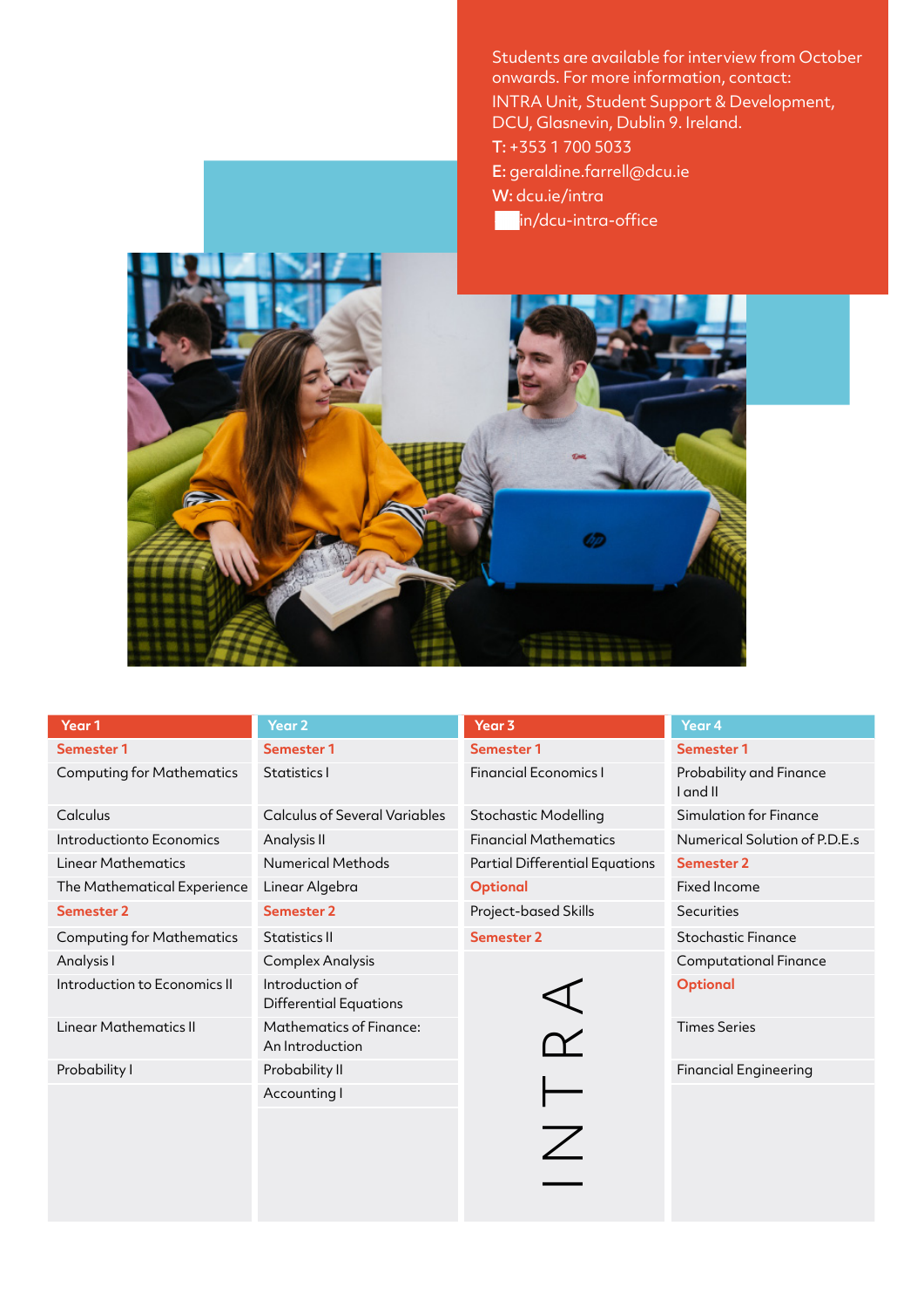Students are available for interview from October onwards. For more information, contact:
INTRA Unit, Student Support & Development, DCU, Glasnevin, Dublin 9. Ireland.
**T:** +353 1 700 5033
**E:** geraldine.farrell@dcu.ie
**W:** dcu.ie/intra
in/dcu-intra-office

| Year 1 | Year 2 | Year 3 | Year 4 |
|---|---|---|---|
| **Semester 1** | **Semester 1** | **Semester 1** | **Semester 1** |
| Computing for Mathematics | Statistics I | Financial Economics I | Probability and Finance I and II |
| Calculus | Calculus of Several Variables | Stochastic Modelling | Simulation for Finance |
| Introductionto Economics | Analysis II | Financial Mathematics | Numerical Solution of P.D.E.s |
| Linear Mathematics | Numerical Methods | Partial Differential Equations | **Semester 2** |
| The Mathematical Experience | Linear Algebra | **Optional** | Fixed Income |
| **Semester 2** | **Semester 2** | Project-based Skills | Securities |
| Computing for Mathematics | Statistics II | **Semester 2** | Stochastic Finance |
| Analysis I | Complex Analysis | INTRA | Computational Finance |
| Introduction to Economics II | Introduction of Differential Equations | | **Optional** |
| Linear Mathematics II | Mathematics of Finance: An Introduction | | Times Series |
| Probability I | Probability II | | Financial Engineering |
| | Accounting I | | |